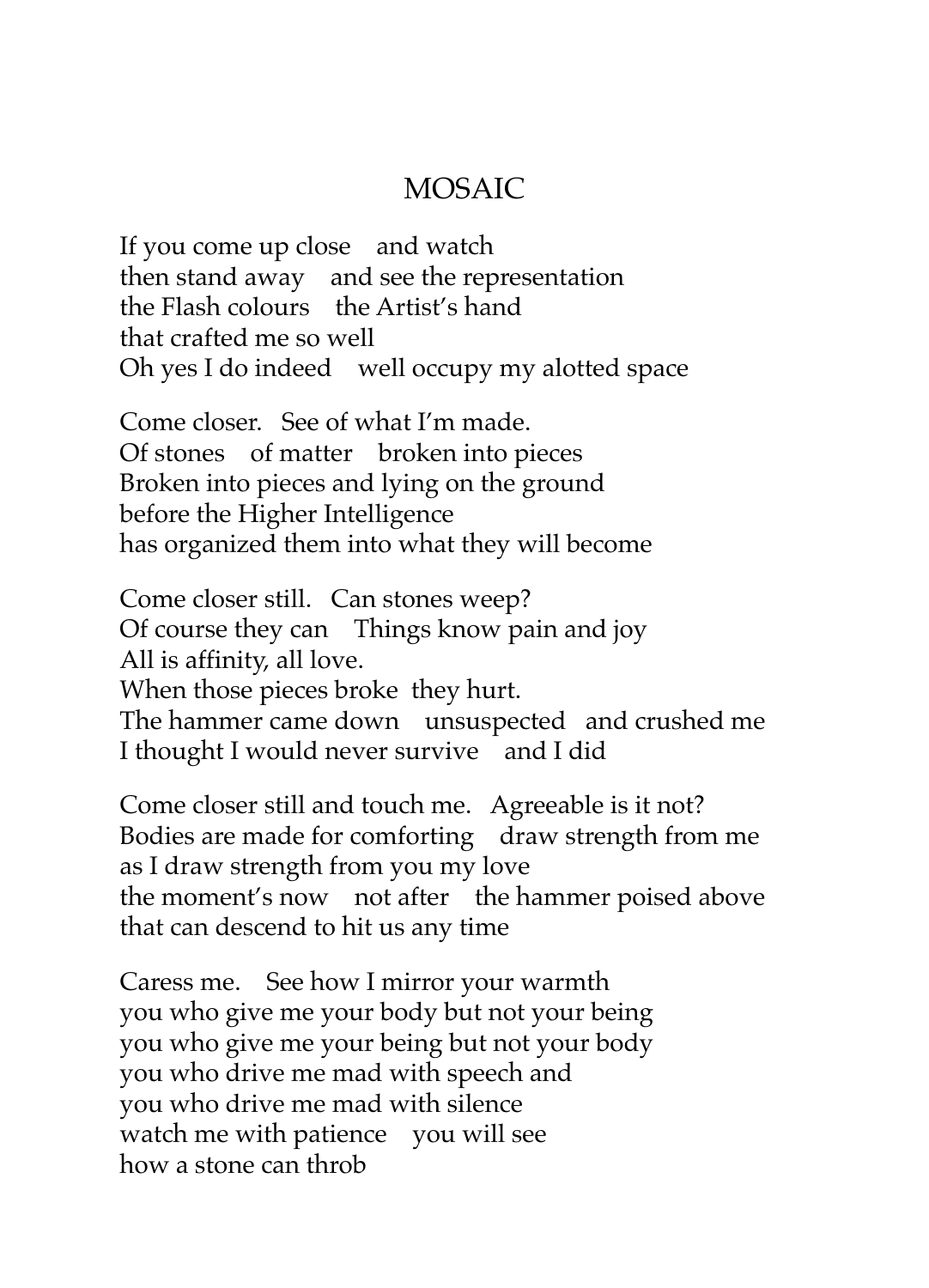# MOSAIC

If you come up close    and watch
then stand away    and see the representation
the Flash colours    the Artist's hand
that crafted me so well
Oh yes I do indeed    well occupy my alotted space

Come closer.   See of what I'm made.
Of stones    of matter    broken into pieces
Broken into pieces and lying on the ground
before the Higher Intelligence
has organized them into what they will become

Come closer still.   Can stones weep?
Of course they can    Things know pain and joy
All is affinity, all love.
When those pieces broke  they hurt.
The hammer came down    unsuspected   and crushed me
I thought I would never survive    and I did

Come closer still and touch me.   Agreeable is it not?
Bodies are made for comforting    draw strength from me
as I draw strength from you my love
the moment's now    not after    the hammer poised above
that can descend to hit us any time

Caress me.    See how I mirror your warmth
you who give me your body but not your being
you who give me your being but not your body
you who drive me mad with speech and
you who drive me mad with silence
watch me with patience    you will see
how a stone can throb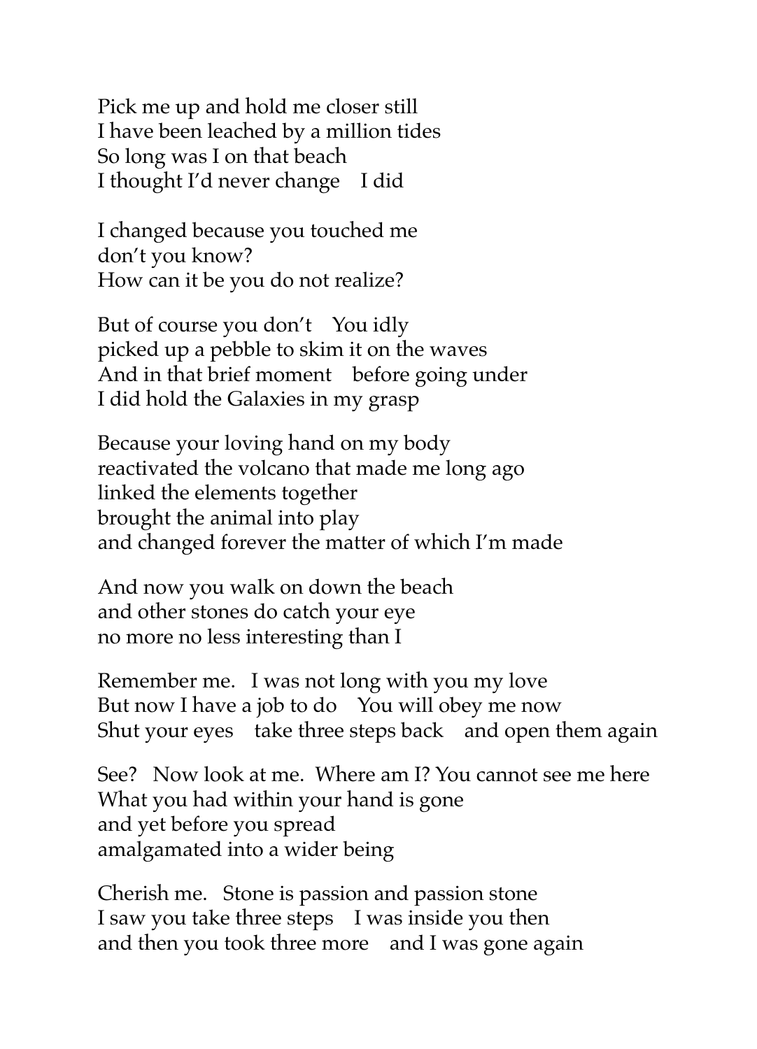Pick me up and hold me closer still  
I have been leached by a million tides  
So long was I on that beach  
I thought I'd never change    I did

I changed because you touched me  
don't you know?  
How can it be you do not realize?

But of course you don't    You idly  
picked up a pebble to skim it on the waves  
And in that brief moment    before going under  
I did hold the Galaxies in my grasp

Because your loving hand on my body  
reactivated the volcano that made me long ago  
linked the elements together  
brought the animal into play  
and changed forever the matter of which I'm made

And now you walk on down the beach  
and other stones do catch your eye  
no more no less interesting than I

Remember me.   I was not long with you my love  
But now I have a job to do    You will obey me now  
Shut your eyes    take three steps back    and open them again

See?   Now look at me.  Where am I? You cannot see me here  
What you had within your hand is gone  
and yet before you spread  
amalgamated into a wider being

Cherish me.   Stone is passion and passion stone  
I saw you take three steps    I was inside you then  
and then you took three more    and I was gone again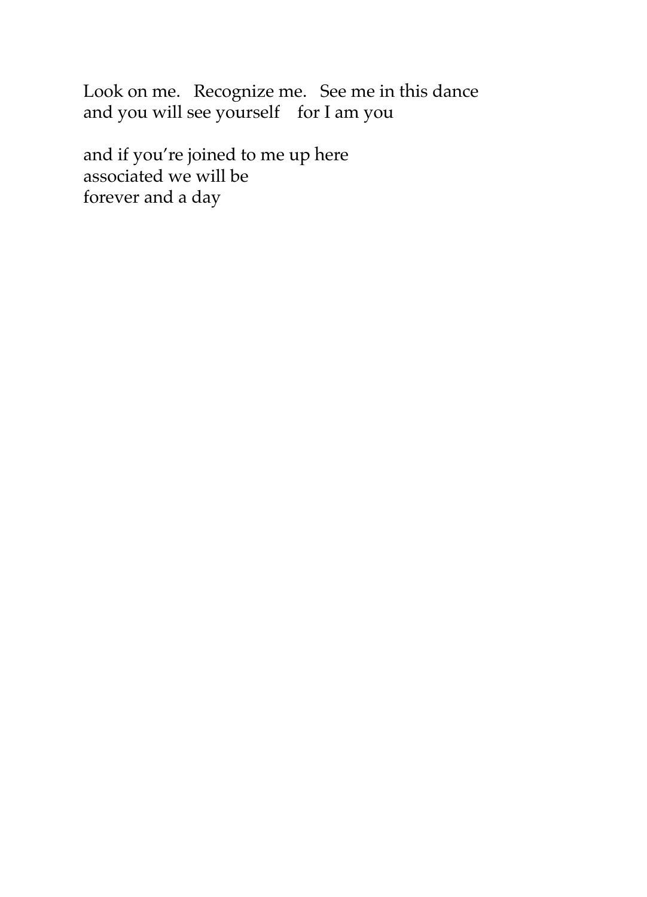Look on me.   Recognize me.   See me in this dance  
and you will see yourself    for I am you

and if you're joined to me up here  
associated we will be  
forever and a day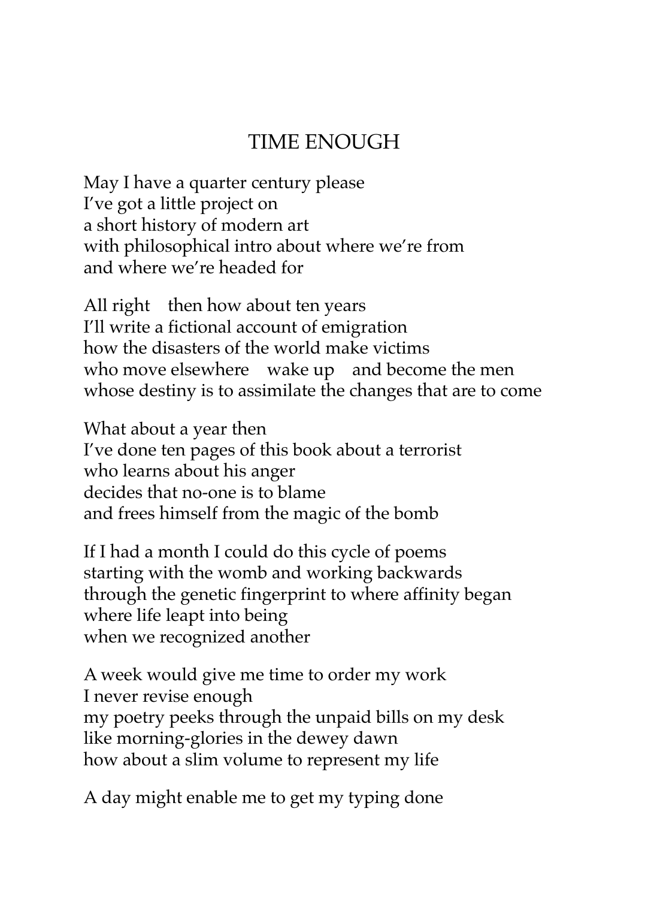# TIME ENOUGH

May I have a quarter century please  
I've got a little project on  
a short history of modern art  
with philosophical intro about where we're from  
and where we're headed for

All right    then how about ten years  
I'll write a fictional account of emigration  
how the disasters of the world make victims  
who move elsewhere    wake up    and become the men  
whose destiny is to assimilate the changes that are to come

What about a year then  
I've done ten pages of this book about a terrorist  
who learns about his anger  
decides that no-one is to blame  
and frees himself from the magic of the bomb

If I had a month I could do this cycle of poems  
starting with the womb and working backwards  
through the genetic fingerprint to where affinity began  
where life leapt into being  
when we recognized another

A week would give me time to order my work  
I never revise enough  
my poetry peeks through the unpaid bills on my desk  
like morning-glories in the dewey dawn  
how about a slim volume to represent my life

A day might enable me to get my typing done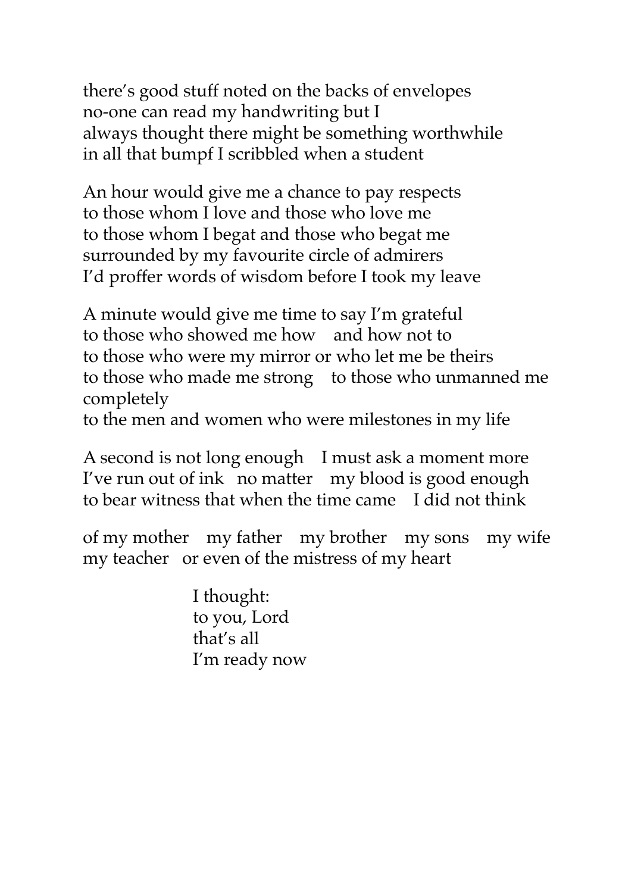there's good stuff noted on the backs of envelopes
no-one can read my handwriting but I
always thought there might be something worthwhile
in all that bumpf I scribbled when a student

An hour would give me a chance to pay respects
to those whom I love and those who love me
to those whom I begat and those who begat me
surrounded by my favourite circle of admirers
I'd proffer words of wisdom before I took my leave

A minute would give me time to say I'm grateful
to those who showed me how    and how not to
to those who were my mirror or who let me be theirs
to those who made me strong    to those who unmanned me completely
to the men and women who were milestones in my life

A second is not long enough    I must ask a moment more
I've run out of ink    no matter    my blood is good enough
to bear witness that when the time came    I did not think

of my mother    my father    my brother    my sons    my wife
my teacher    or even of the mistress of my heart

> I thought:
> to you, Lord
> that's all
> I'm ready now